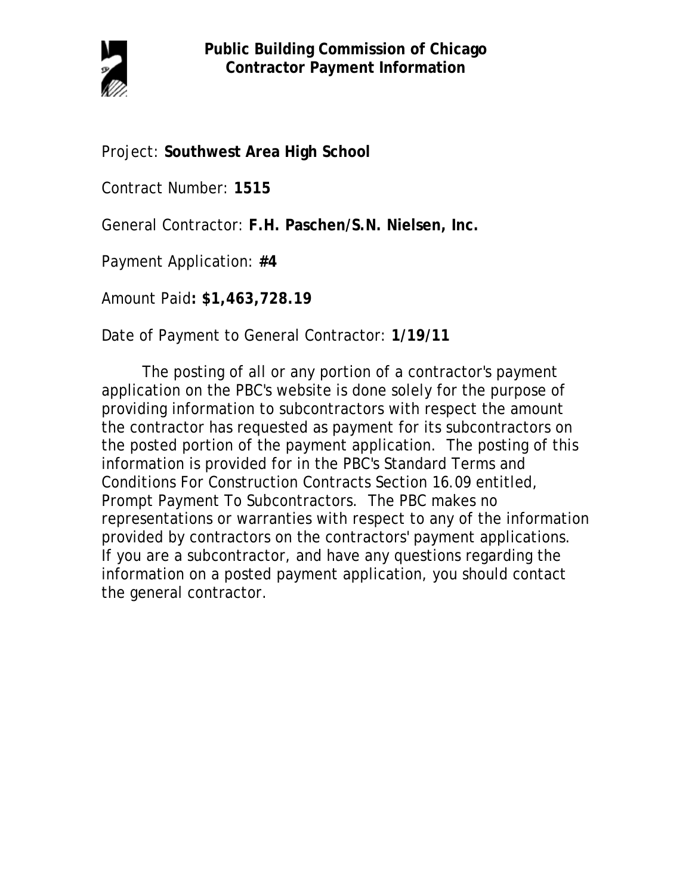# Public Building Commission of Chicago
## Contractor Payment Information

Project: **Southwest Area High School**

Contract Number: **1515**

General Contractor: **F.H. Paschen/S.N. Nielsen, Inc.**

Payment Application: **#4**

Amount Paid**: $1,463,728.19**

Date of Payment to General Contractor: **1/19/11**

The posting of all or any portion of a contractor's payment application on the PBC's website is done solely for the purpose of providing information to subcontractors with respect the amount the contractor has requested as payment for its subcontractors on the posted portion of the payment application. The posting of this information is provided for in the PBC's Standard Terms and Conditions For Construction Contracts Section 16.09 entitled, Prompt Payment To Subcontractors. The PBC makes no representations or warranties with respect to any of the information provided by contractors on the contractors' payment applications. If you are a subcontractor, and have any questions regarding the information on a posted payment application, you should contact the general contractor.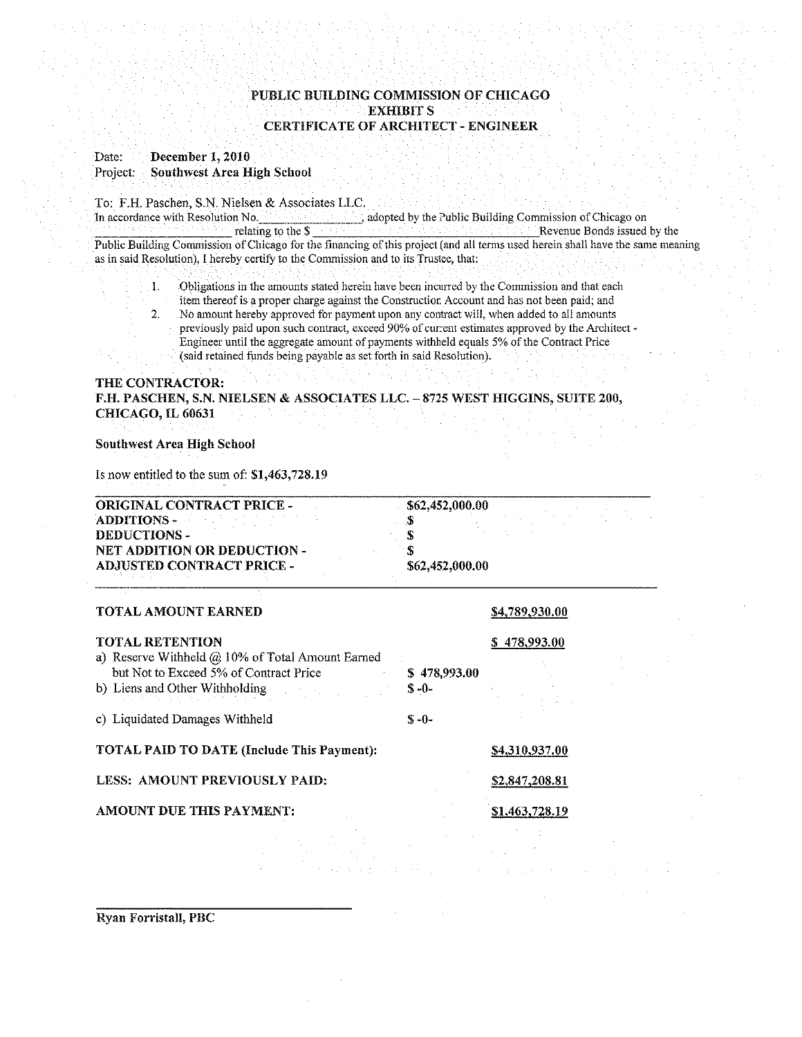# PUBLIC BUILDING COMMISSION OF CHICAGO
## EXHIBIT S
## CERTIFICATE OF ARCHITECT - ENGINEER

Date: **December 1, 2010**
Project: **Southwest Area High School**

To: F.H. Paschen, S.N. Nielsen & Associates LLC.
In accordance with Resolution No.\_\_\_\_\_\_\_\_\_\_\_\_\_\_, adopted by the Public Building Commission of Chicago on \_\_\_\_\_\_\_\_\_\_\_\_\_\_\_\_\_\_ relating to the $\_\_\_\_\_\_\_\_\_\_\_\_\_\_\_\_\_\_\_\_\_\_\_\_\_\_ Revenue Bonds issued by the Public Building Commission of Chicago for the financing of this project (and all terms used herein shall have the same meaning as in said Resolution), I hereby certify to the Commission and to its Trustee, that:

1. Obligations in the amounts stated herein have been incurred by the Commission and that each item thereof is a proper charge against the Construction Account and has not been paid; and
2. No amount hereby approved for payment upon any contract will, when added to all amounts previously paid upon such contract, exceed 90% of current estimates approved by the Architect - Engineer until the aggregate amount of payments withheld equals 5% of the Contract Price (said retained funds being payable as set forth in said Resolution).

**THE CONTRACTOR:**
**F.H. PASCHEN, S.N. NIELSEN & ASSOCIATES LLC. – 8725 WEST HIGGINS, SUITE 200, CHICAGO, IL 60631**

**Southwest Area High School**

Is now entitled to the sum of: **$1,463,728.19**

| | | |
|---|---|---|
| **ORIGINAL CONTRACT PRICE -** | $62,452,000.00 | |
| **ADDITIONS -** | $ | |
| **DEDUCTIONS -** | $ | |
| **NET ADDITION OR DEDUCTION -** | $ | |
| **ADJUSTED CONTRACT PRICE -** | $62,452,000.00 | |
| **TOTAL AMOUNT EARNED** | | $4,789,930.00 |
| **TOTAL RETENTION** | | $ 478,993.00 |
| a) Reserve Withheld @ 10% of Total Amount Earned but Not to Exceed 5% of Contract Price | $ 478,993.00 | |
| b) Liens and Other Withholding | $ -0- | |
| c) Liquidated Damages Withheld | $ -0- | |
| **TOTAL PAID TO DATE (Include This Payment):** | | $4,310,937.00 |
| **LESS: AMOUNT PREVIOUSLY PAID:** | | $2,847,208.81 |
| **AMOUNT DUE THIS PAYMENT:** | | $1,463,728.19 |

\_\_\_\_\_\_\_\_\_\_\_\_\_\_\_\_\_\_\_\_\_\_\_\_\_\_\_\_\_\_\_\_
**Ryan Forristall, PBC**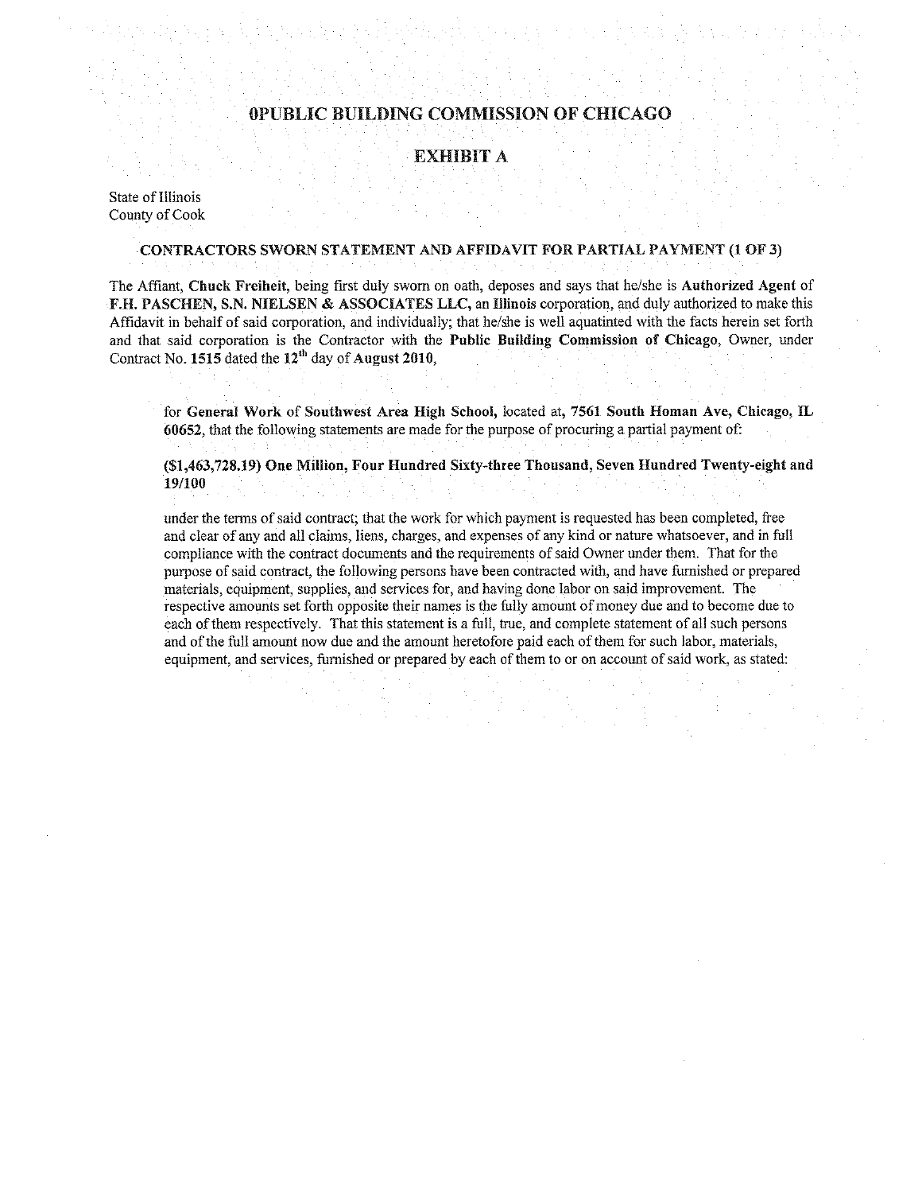# 0PUBLIC BUILDING COMMISSION OF CHICAGO

## EXHIBIT A

State of Illinois
County of Cook

**CONTRACTORS SWORN STATEMENT AND AFFIDAVIT FOR PARTIAL PAYMENT (1 OF 3)**

The Affiant, **Chuck Freiheit**, being first duly sworn on oath, deposes and says that he/she is **Authorized Agent** of **F.H. PASCHEN, S.N. NIELSEN & ASSOCIATES LLC**, an **Illinois** corporation, and duly authorized to make this Affidavit in behalf of said corporation, and individually; that he/she is well aquatinted with the facts herein set forth and that said corporation is the Contractor with the **Public Building Commission of Chicago**, Owner, under Contract No. **1515** dated the **12th** day of **August 2010**,

for **General Work** of **Southwest Area High School**, located at, **7561 South Homan Ave, Chicago, IL 60652**, that the following statements are made for the purpose of procuring a partial payment of:

**($1,463,728.19) One Million, Four Hundred Sixty-three Thousand, Seven Hundred Twenty-eight and 19/100**

under the terms of said contract; that the work for which payment is requested has been completed, free and clear of any and all claims, liens, charges, and expenses of any kind or nature whatsoever, and in full compliance with the contract documents and the requirements of said Owner under them. That for the purpose of said contract, the following persons have been contracted with, and have furnished or prepared materials, equipment, supplies, and services for, and having done labor on said improvement. The respective amounts set forth opposite their names is the fully amount of money due and to become due to each of them respectively. That this statement is a full, true, and complete statement of all such persons and of the full amount now due and the amount heretofore paid each of them for such labor, materials, equipment, and services, furnished or prepared by each of them to or on account of said work, as stated: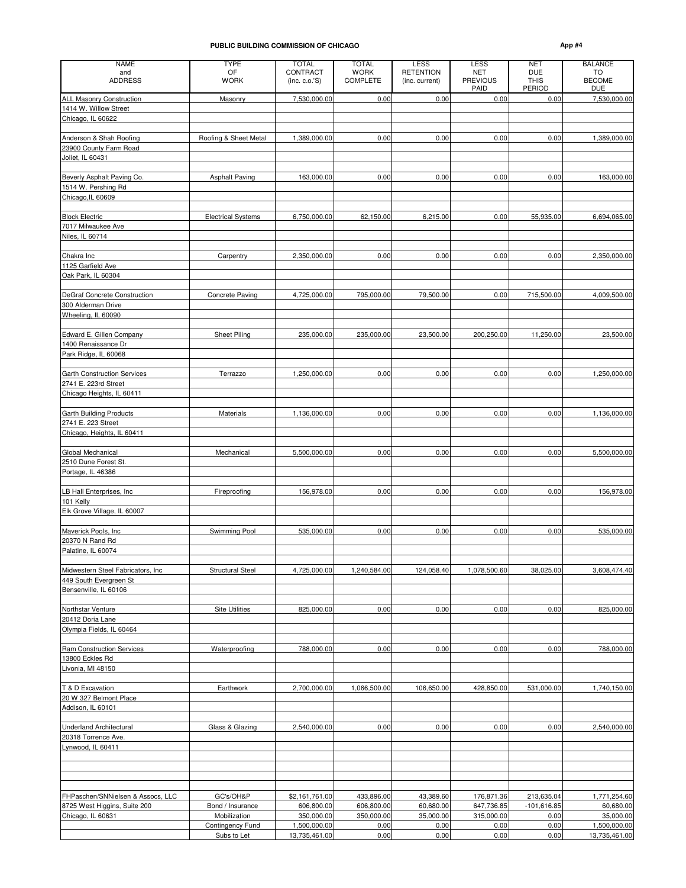**PUBLIC BUILDING COMMISSION OF CHICAGO**

**App #4**

| NAME and ADDRESS | TYPE OF WORK | TOTAL CONTRACT (inc. c.o.'S) | TOTAL WORK COMPLETE | LESS RETENTION (inc. current) | LESS NET PREVIOUS PAID | NET DUE THIS PERIOD | BALANCE TO BECOME DUE |
|---|---|---|---|---|---|---|---|
| ALL Masonry Construction | Masonry | 7,530,000.00 | 0.00 | 0.00 | 0.00 | 0.00 | 7,530,000.00 |
| 1414 W. Willow Street | | | | | | | |
| Chicago, IL 60622 | | | | | | | |
| Anderson & Shah Roofing | Roofing & Sheet Metal | 1,389,000.00 | 0.00 | 0.00 | 0.00 | 0.00 | 1,389,000.00 |
| 23900 County Farm Road | | | | | | | |
| Joliet, IL 60431 | | | | | | | |
| Beverly Asphalt Paving Co. | Asphalt Paving | 163,000.00 | 0.00 | 0.00 | 0.00 | 0.00 | 163,000.00 |
| 1514 W. Pershing Rd | | | | | | | |
| Chicago,IL 60609 | | | | | | | |
| Block Electric | Electrical Systems | 6,750,000.00 | 62,150.00 | 6,215.00 | 0.00 | 55,935.00 | 6,694,065.00 |
| 7017 Milwaukee Ave | | | | | | | |
| Niles, IL 60714 | | | | | | | |
| Chakra Inc | Carpentry | 2,350,000.00 | 0.00 | 0.00 | 0.00 | 0.00 | 2,350,000.00 |
| 1125 Garfield Ave | | | | | | | |
| Oak Park, IL 60304 | | | | | | | |
| DeGraf Concrete Construction | Concrete Paving | 4,725,000.00 | 795,000.00 | 79,500.00 | 0.00 | 715,500.00 | 4,009,500.00 |
| 300 Alderman Drive | | | | | | | |
| Wheeling, IL 60090 | | | | | | | |
| Edward E. Gillen Company | Sheet Piling | 235,000.00 | 235,000.00 | 23,500.00 | 200,250.00 | 11,250.00 | 23,500.00 |
| 1400 Renaissance Dr | | | | | | | |
| Park Ridge, IL 60068 | | | | | | | |
| Garth Construction Services | Terrazzo | 1,250,000.00 | 0.00 | 0.00 | 0.00 | 0.00 | 1,250,000.00 |
| 2741 E. 223rd Street | | | | | | | |
| Chicago Heights, IL 60411 | | | | | | | |
| Garth Building Products | Materials | 1,136,000.00 | 0.00 | 0.00 | 0.00 | 0.00 | 1,136,000.00 |
| 2741 E. 223 Street | | | | | | | |
| Chicago, Heights, IL 60411 | | | | | | | |
| Global Mechanical | Mechanical | 5,500,000.00 | 0.00 | 0.00 | 0.00 | 0.00 | 5,500,000.00 |
| 2510 Dune Forest St. | | | | | | | |
| Portage, IL 46386 | | | | | | | |
| LB Hall Enterprises, Inc | Fireproofing | 156,978.00 | 0.00 | 0.00 | 0.00 | 0.00 | 156,978.00 |
| 101 Kelly | | | | | | | |
| Elk Grove Village, IL 60007 | | | | | | | |
| Maverick Pools, Inc | Swimming Pool | 535,000.00 | 0.00 | 0.00 | 0.00 | 0.00 | 535,000.00 |
| 20370 N Rand Rd | | | | | | | |
| Palatine, IL 60074 | | | | | | | |
| Midwestern Steel Fabricators, Inc | Structural Steel | 4,725,000.00 | 1,240,584.00 | 124,058.40 | 1,078,500.60 | 38,025.00 | 3,608,474.40 |
| 449 South Evergreen St | | | | | | | |
| Bensenville, IL 60106 | | | | | | | |
| Northstar Venture | Site Utilities | 825,000.00 | 0.00 | 0.00 | 0.00 | 0.00 | 825,000.00 |
| 20412 Doria Lane | | | | | | | |
| Olympia Fields, IL 60464 | | | | | | | |
| Ram Construction Services | Waterproofing | 788,000.00 | 0.00 | 0.00 | 0.00 | 0.00 | 788,000.00 |
| 13800 Eckles Rd | | | | | | | |
| Livonia, MI 48150 | | | | | | | |
| T & D Excavation | Earthwork | 2,700,000.00 | 1,066,500.00 | 106,650.00 | 428,850.00 | 531,000.00 | 1,740,150.00 |
| 20 W 327 Belmont Place | | | | | | | |
| Addison, IL 60101 | | | | | | | |
| Underland Architectural | Glass & Glazing | 2,540,000.00 | 0.00 | 0.00 | 0.00 | 0.00 | 2,540,000.00 |
| 20318 Torrence Ave. | | | | | | | |
| Lynwood, IL 60411 | | | | | | | |
| FHPaschen/SNNielsen & Assocs, LLC | GC's/OH&P | $2,161,761.00 | 433,896.00 | 43,389.60 | 176,871.36 | 213,635.04 | 1,771,254.60 |
| 8725 West Higgins, Suite 200 | Bond / Insurance | 606,800.00 | 606,800.00 | 60,680.00 | 647,736.85 | -101,616.85 | 60,680.00 |
| Chicago, IL 60631 | Mobilization | 350,000.00 | 350,000.00 | 35,000.00 | 315,000.00 | 0.00 | 35,000.00 |
| | Contingency Fund | 1,500,000.00 | 0.00 | 0.00 | 0.00 | 0.00 | 1,500,000.00 |
| | Subs to Let | 13,735,461.00 | 0.00 | 0.00 | 0.00 | 0.00 | 13,735,461.00 |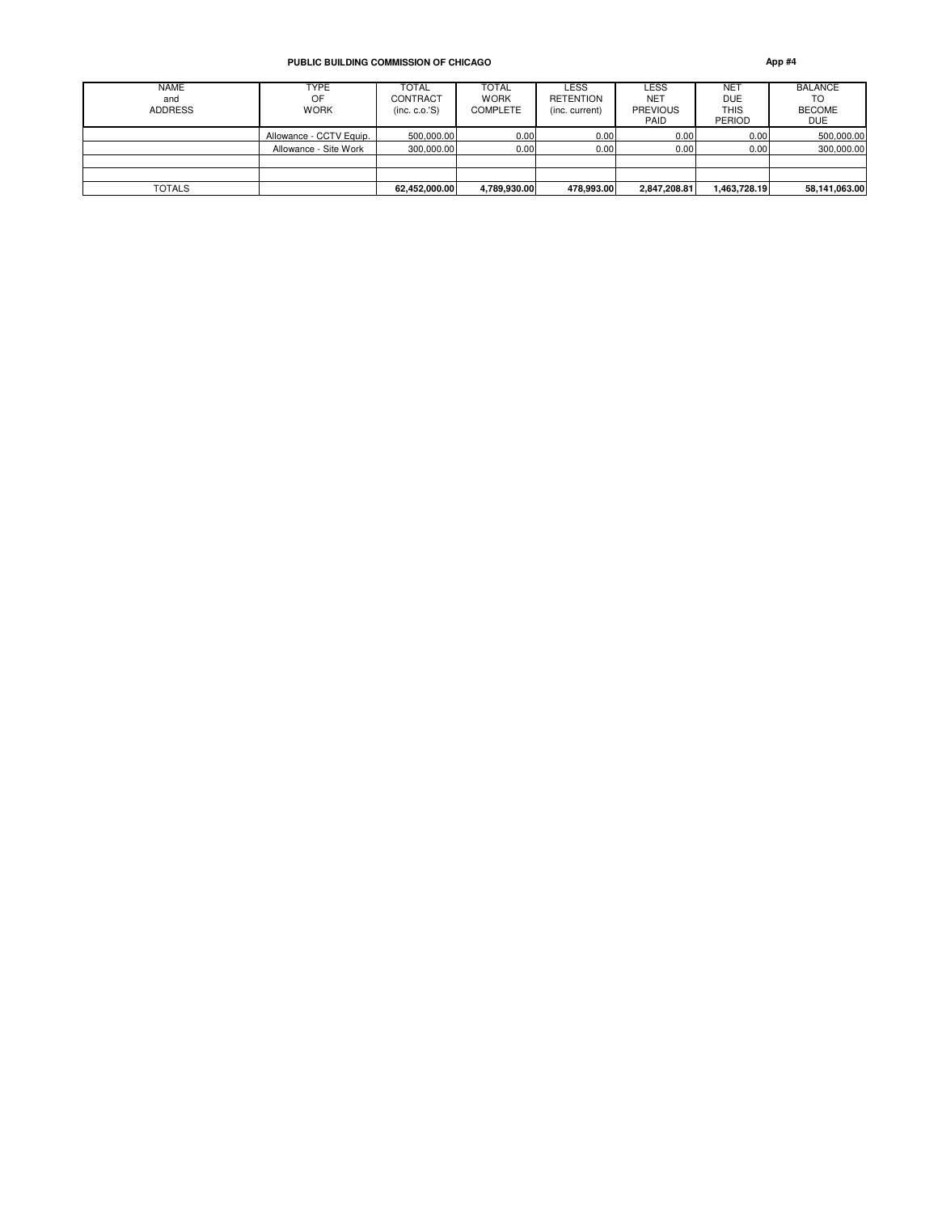**PUBLIC BUILDING COMMISSION OF CHICAGO**

**App #4**

| NAME and ADDRESS | TYPE OF WORK | TOTAL CONTRACT (inc. c.o.'S) | TOTAL WORK COMPLETE | LESS RETENTION (inc. current) | LESS NET PREVIOUS PAID | NET DUE THIS PERIOD | BALANCE TO BECOME DUE |
|---|---|---|---|---|---|---|---|
| | Allowance - CCTV Equip. | 500,000.00 | 0.00 | 0.00 | 0.00 | 0.00 | 500,000.00 |
| | Allowance - Site Work | 300,000.00 | 0.00 | 0.00 | 0.00 | 0.00 | 300,000.00 |
| | | | | | | | |
| | | | | | | | |
| TOTALS | | **62,452,000.00** | **4,789,930.00** | **478,993.00** | **2,847,208.81** | **1,463,728.19** | **58,141,063.00** |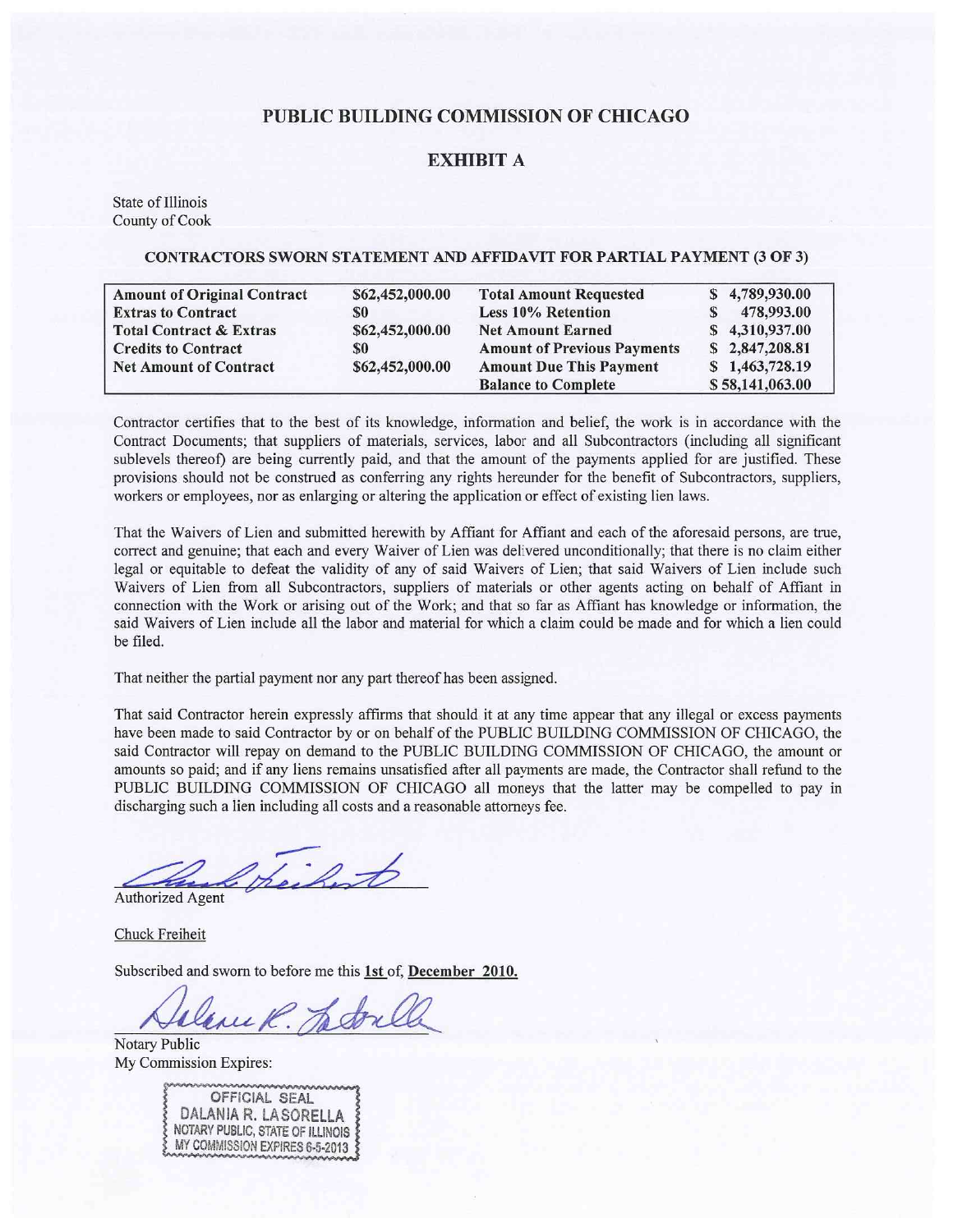# PUBLIC BUILDING COMMISSION OF CHICAGO

## EXHIBIT A

State of Illinois
County of Cook

### CONTRACTORS SWORN STATEMENT AND AFFIDAVIT FOR PARTIAL PAYMENT (3 OF 3)

| | | | |
|---|---|---|---|
| **Amount of Original Contract** | $62,452,000.00 | **Total Amount Requested** | $ 4,789,930.00 |
| **Extras to Contract** | $0 | **Less 10% Retention** | $ 478,993.00 |
| **Total Contract & Extras** | $62,452,000.00 | **Net Amount Earned** | $ 4,310,937.00 |
| **Credits to Contract** | $0 | **Amount of Previous Payments** | $ 2,847,208.81 |
| **Net Amount of Contract** | $62,452,000.00 | **Amount Due This Payment** | $ 1,463,728.19 |
| | | **Balance to Complete** | $ 58,141,063.00 |

Contractor certifies that to the best of its knowledge, information and belief, the work is in accordance with the Contract Documents; that suppliers of materials, services, labor and all Subcontractors (including all significant sublevels thereof) are being currently paid, and that the amount of the payments applied for are justified. These provisions should not be construed as conferring any rights hereunder for the benefit of Subcontractors, suppliers, workers or employees, nor as enlarging or altering the application or effect of existing lien laws.

That the Waivers of Lien and submitted herewith by Affiant for Affiant and each of the aforesaid persons, are true, correct and genuine; that each and every Waiver of Lien was delivered unconditionally; that there is no claim either legal or equitable to defeat the validity of any of said Waivers of Lien; that said Waivers of Lien include such Waivers of Lien from all Subcontractors, suppliers of materials or other agents acting on behalf of Affiant in connection with the Work or arising out of the Work; and that so far as Affiant has knowledge or information, the said Waivers of Lien include all the labor and material for which a claim could be made and for which a lien could be filed.

That neither the partial payment nor any part thereof has been assigned.

That said Contractor herein expressly affirms that should it at any time appear that any illegal or excess payments have been made to said Contractor by or on behalf of the PUBLIC BUILDING COMMISSION OF CHICAGO, the said Contractor will repay on demand to the PUBLIC BUILDING COMMISSION OF CHICAGO, the amount or amounts so paid; and if any liens remains unsatisfied after all payments are made, the Contractor shall refund to the PUBLIC BUILDING COMMISSION OF CHICAGO all moneys that the latter may be compelled to pay in discharging such a lien including all costs and a reasonable attorneys fee.

Authorized Agent

Chuck Freiheit

Subscribed and sworn to before me this **1st** of, **December 2010.**

Notary Public
My Commission Expires:

OFFICIAL SEAL
DALANIA R. LASORELLA
NOTARY PUBLIC, STATE OF ILLINOIS
MY COMMISSION EXPIRES 6-5-2013